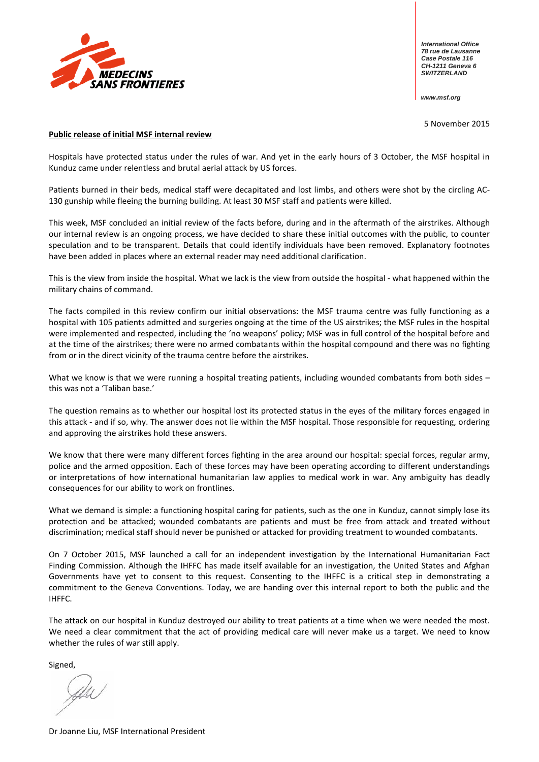MEDECINS SANS FRONTIERES

*International Office*
*78 rue de Lausanne*
*Case Postale 116*
*CH-1211 Geneva 6*
*SWITZERLAND*

*www.msf.org*

5 November 2015

**Public release of initial MSF internal review**

Hospitals have protected status under the rules of war. And yet in the early hours of 3 October, the MSF hospital in Kunduz came under relentless and brutal aerial attack by US forces.

Patients burned in their beds, medical staff were decapitated and lost limbs, and others were shot by the circling AC-130 gunship while fleeing the burning building. At least 30 MSF staff and patients were killed.

This week, MSF concluded an initial review of the facts before, during and in the aftermath of the airstrikes. Although our internal review is an ongoing process, we have decided to share these initial outcomes with the public, to counter speculation and to be transparent. Details that could identify individuals have been removed. Explanatory footnotes have been added in places where an external reader may need additional clarification.

This is the view from inside the hospital. What we lack is the view from outside the hospital - what happened within the military chains of command.

The facts compiled in this review confirm our initial observations: the MSF trauma centre was fully functioning as a hospital with 105 patients admitted and surgeries ongoing at the time of the US airstrikes; the MSF rules in the hospital were implemented and respected, including the 'no weapons' policy; MSF was in full control of the hospital before and at the time of the airstrikes; there were no armed combatants within the hospital compound and there was no fighting from or in the direct vicinity of the trauma centre before the airstrikes.

What we know is that we were running a hospital treating patients, including wounded combatants from both sides – this was not a 'Taliban base.'

The question remains as to whether our hospital lost its protected status in the eyes of the military forces engaged in this attack - and if so, why. The answer does not lie within the MSF hospital. Those responsible for requesting, ordering and approving the airstrikes hold these answers.

We know that there were many different forces fighting in the area around our hospital: special forces, regular army, police and the armed opposition. Each of these forces may have been operating according to different understandings or interpretations of how international humanitarian law applies to medical work in war. Any ambiguity has deadly consequences for our ability to work on frontlines.

What we demand is simple: a functioning hospital caring for patients, such as the one in Kunduz, cannot simply lose its protection and be attacked; wounded combatants are patients and must be free from attack and treated without discrimination; medical staff should never be punished or attacked for providing treatment to wounded combatants.

On 7 October 2015, MSF launched a call for an independent investigation by the International Humanitarian Fact Finding Commission. Although the IHFFC has made itself available for an investigation, the United States and Afghan Governments have yet to consent to this request. Consenting to the IHFFC is a critical step in demonstrating a commitment to the Geneva Conventions. Today, we are handing over this internal report to both the public and the IHFFC.

The attack on our hospital in Kunduz destroyed our ability to treat patients at a time when we were needed the most. We need a clear commitment that the act of providing medical care will never make us a target. We need to know whether the rules of war still apply.

Signed,

Dr Joanne Liu, MSF International President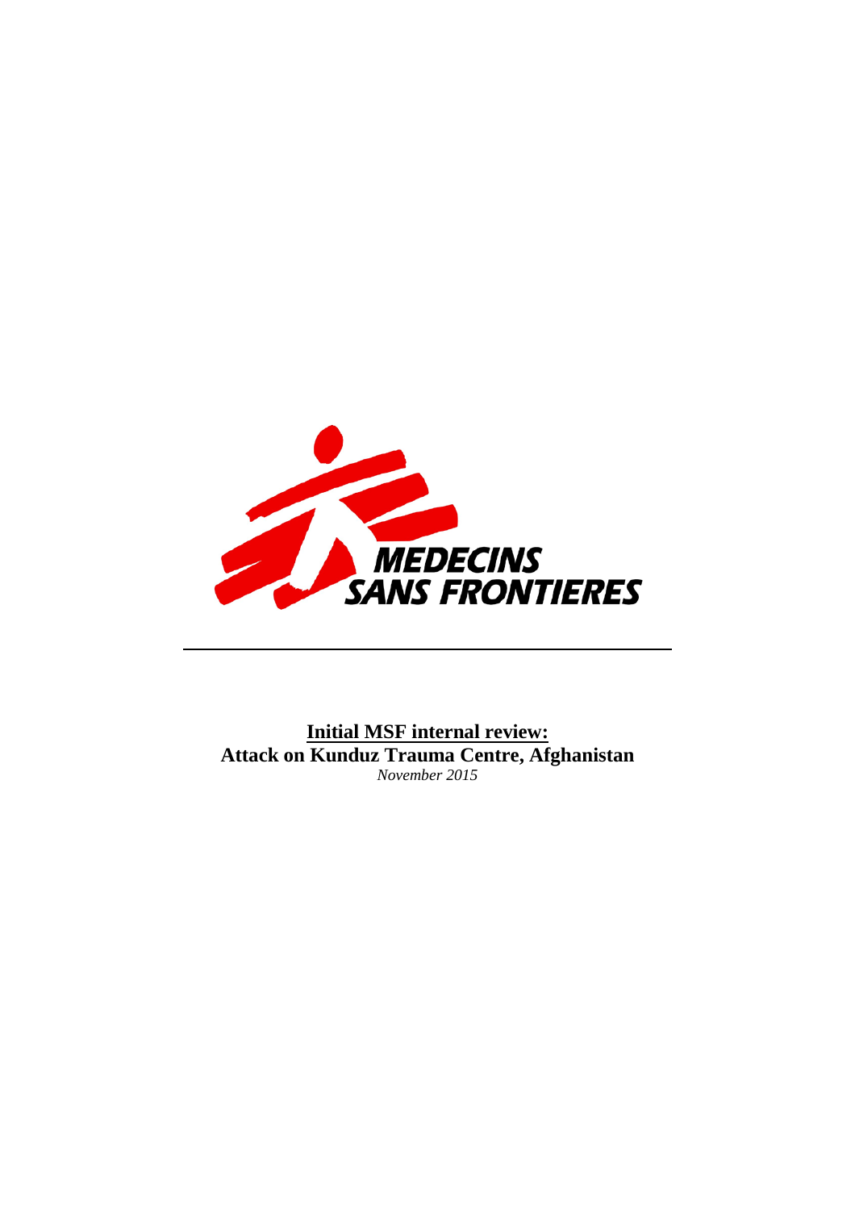MEDECINS SANS FRONTIERES

**<u>Initial MSF internal review:</u>**
**Attack on Kunduz Trauma Centre, Afghanistan**
*November 2015*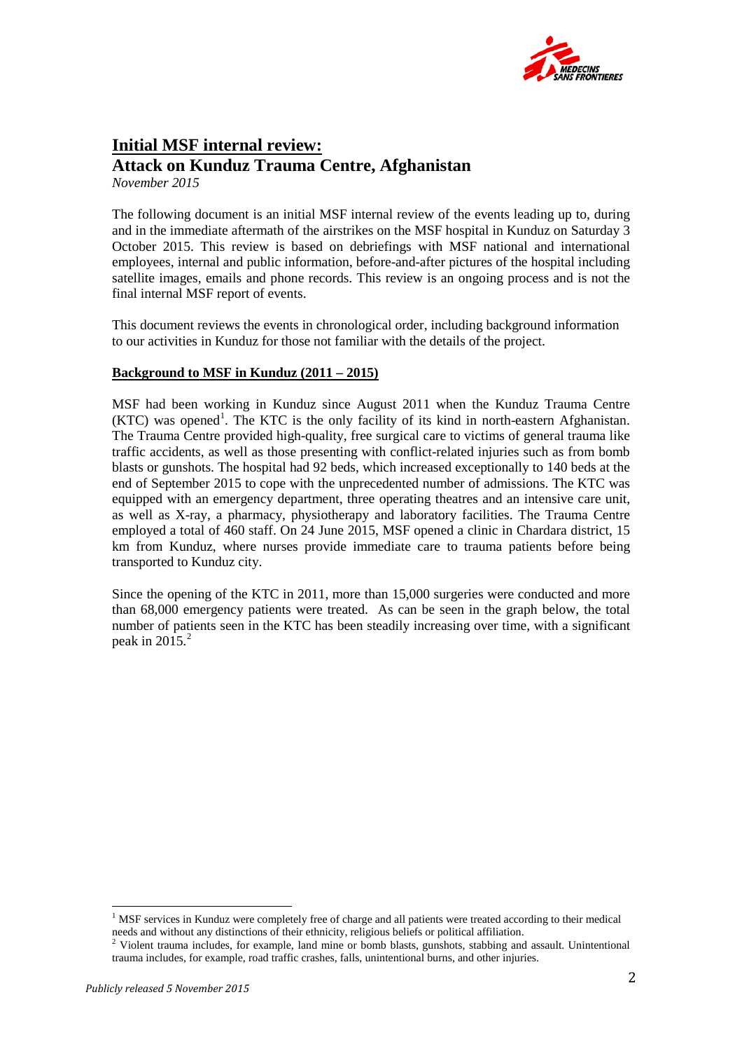# Initial MSF internal review:
## Attack on Kunduz Trauma Centre, Afghanistan

*November 2015*

The following document is an initial MSF internal review of the events leading up to, during and in the immediate aftermath of the airstrikes on the MSF hospital in Kunduz on Saturday 3 October 2015. This review is based on debriefings with MSF national and international employees, internal and public information, before-and-after pictures of the hospital including satellite images, emails and phone records. This review is an ongoing process and is not the final internal MSF report of events.

This document reviews the events in chronological order, including background information to our activities in Kunduz for those not familiar with the details of the project.

### Background to MSF in Kunduz (2011 – 2015)

MSF had been working in Kunduz since August 2011 when the Kunduz Trauma Centre (KTC) was opened[1]. The KTC is the only facility of its kind in north-eastern Afghanistan. The Trauma Centre provided high-quality, free surgical care to victims of general trauma like traffic accidents, as well as those presenting with conflict-related injuries such as from bomb blasts or gunshots. The hospital had 92 beds, which increased exceptionally to 140 beds at the end of September 2015 to cope with the unprecedented number of admissions. The KTC was equipped with an emergency department, three operating theatres and an intensive care unit, as well as X-ray, a pharmacy, physiotherapy and laboratory facilities. The Trauma Centre employed a total of 460 staff. On 24 June 2015, MSF opened a clinic in Chardara district, 15 km from Kunduz, where nurses provide immediate care to trauma patients before being transported to Kunduz city.

Since the opening of the KTC in 2011, more than 15,000 surgeries were conducted and more than 68,000 emergency patients were treated. As can be seen in the graph below, the total number of patients seen in the KTC has been steadily increasing over time, with a significant peak in 2015.[2]

---

[1] MSF services in Kunduz were completely free of charge and all patients were treated according to their medical needs and without any distinctions of their ethnicity, religious beliefs or political affiliation.

[2] Violent trauma includes, for example, land mine or bomb blasts, gunshots, stabbing and assault. Unintentional trauma includes, for example, road traffic crashes, falls, unintentional burns, and other injuries.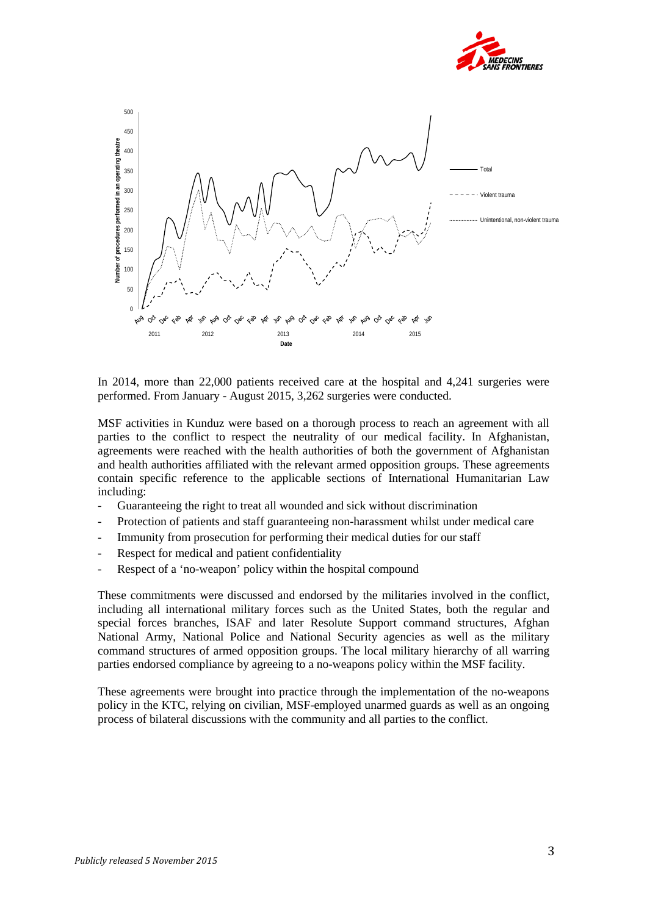In 2014, more than 22,000 patients received care at the hospital and 4,241 surgeries were performed. From January - August 2015, 3,262 surgeries were conducted.

MSF activities in Kunduz were based on a thorough process to reach an agreement with all parties to the conflict to respect the neutrality of our medical facility. In Afghanistan, agreements were reached with the health authorities of both the government of Afghanistan and health authorities affiliated with the relevant armed opposition groups. These agreements contain specific reference to the applicable sections of International Humanitarian Law including:

- Guaranteeing the right to treat all wounded and sick without discrimination
- Protection of patients and staff guaranteeing non-harassment whilst under medical care
- Immunity from prosecution for performing their medical duties for our staff
- Respect for medical and patient confidentiality
- Respect of a 'no-weapon' policy within the hospital compound

These commitments were discussed and endorsed by the militaries involved in the conflict, including all international military forces such as the United States, both the regular and special forces branches, ISAF and later Resolute Support command structures, Afghan National Army, National Police and National Security agencies as well as the military command structures of armed opposition groups. The local military hierarchy of all warring parties endorsed compliance by agreeing to a no-weapons policy within the MSF facility.

These agreements were brought into practice through the implementation of the no-weapons policy in the KTC, relying on civilian, MSF-employed unarmed guards as well as an ongoing process of bilateral discussions with the community and all parties to the conflict.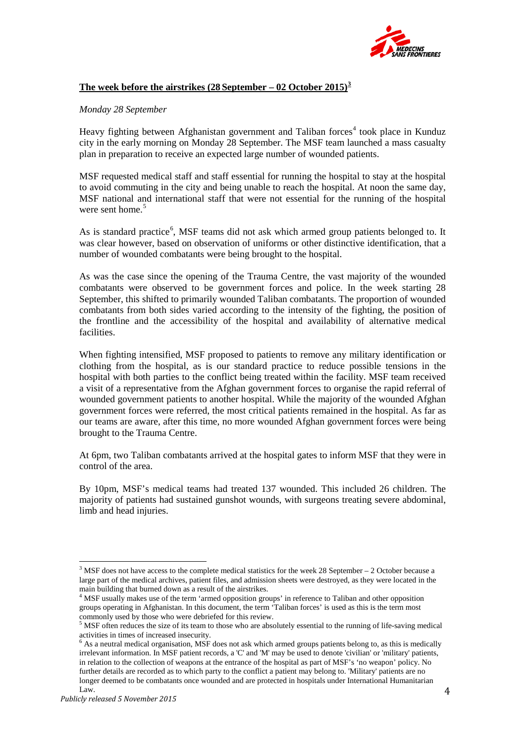## The week before the airstrikes (28 September – 02 October 2015)[3]

*Monday 28 September*

Heavy fighting between Afghanistan government and Taliban forces[4] took place in Kunduz city in the early morning on Monday 28 September. The MSF team launched a mass casualty plan in preparation to receive an expected large number of wounded patients.

MSF requested medical staff and staff essential for running the hospital to stay at the hospital to avoid commuting in the city and being unable to reach the hospital. At noon the same day, MSF national and international staff that were not essential for the running of the hospital were sent home.[5]

As is standard practice[6], MSF teams did not ask which armed group patients belonged to. It was clear however, based on observation of uniforms or other distinctive identification, that a number of wounded combatants were being brought to the hospital.

As was the case since the opening of the Trauma Centre, the vast majority of the wounded combatants were observed to be government forces and police. In the week starting 28 September, this shifted to primarily wounded Taliban combatants. The proportion of wounded combatants from both sides varied according to the intensity of the fighting, the position of the frontline and the accessibility of the hospital and availability of alternative medical facilities.

When fighting intensified, MSF proposed to patients to remove any military identification or clothing from the hospital, as is our standard practice to reduce possible tensions in the hospital with both parties to the conflict being treated within the facility. MSF team received a visit of a representative from the Afghan government forces to organise the rapid referral of wounded government patients to another hospital. While the majority of the wounded Afghan government forces were referred, the most critical patients remained in the hospital. As far as our teams are aware, after this time, no more wounded Afghan government forces were being brought to the Trauma Centre.

At 6pm, two Taliban combatants arrived at the hospital gates to inform MSF that they were in control of the area.

By 10pm, MSF's medical teams had treated 137 wounded. This included 26 children. The majority of patients had sustained gunshot wounds, with surgeons treating severe abdominal, limb and head injuries.

---

[3] MSF does not have access to the complete medical statistics for the week 28 September – 2 October because a large part of the medical archives, patient files, and admission sheets were destroyed, as they were located in the main building that burned down as a result of the airstrikes.

[4] MSF usually makes use of the term 'armed opposition groups' in reference to Taliban and other opposition groups operating in Afghanistan. In this document, the term 'Taliban forces' is used as this is the term most commonly used by those who were debriefed for this review.

[5] MSF often reduces the size of its team to those who are absolutely essential to the running of life-saving medical activities in times of increased insecurity.

[6] As a neutral medical organisation, MSF does not ask which armed groups patients belong to, as this is medically irrelevant information. In MSF patient records, a 'C' and 'M' may be used to denote 'civilian' or 'military' patients, in relation to the collection of weapons at the entrance of the hospital as part of MSF's 'no weapon' policy. No further details are recorded as to which party to the conflict a patient may belong to. 'Military' patients are no longer deemed to be combatants once wounded and are protected in hospitals under International Humanitarian Law.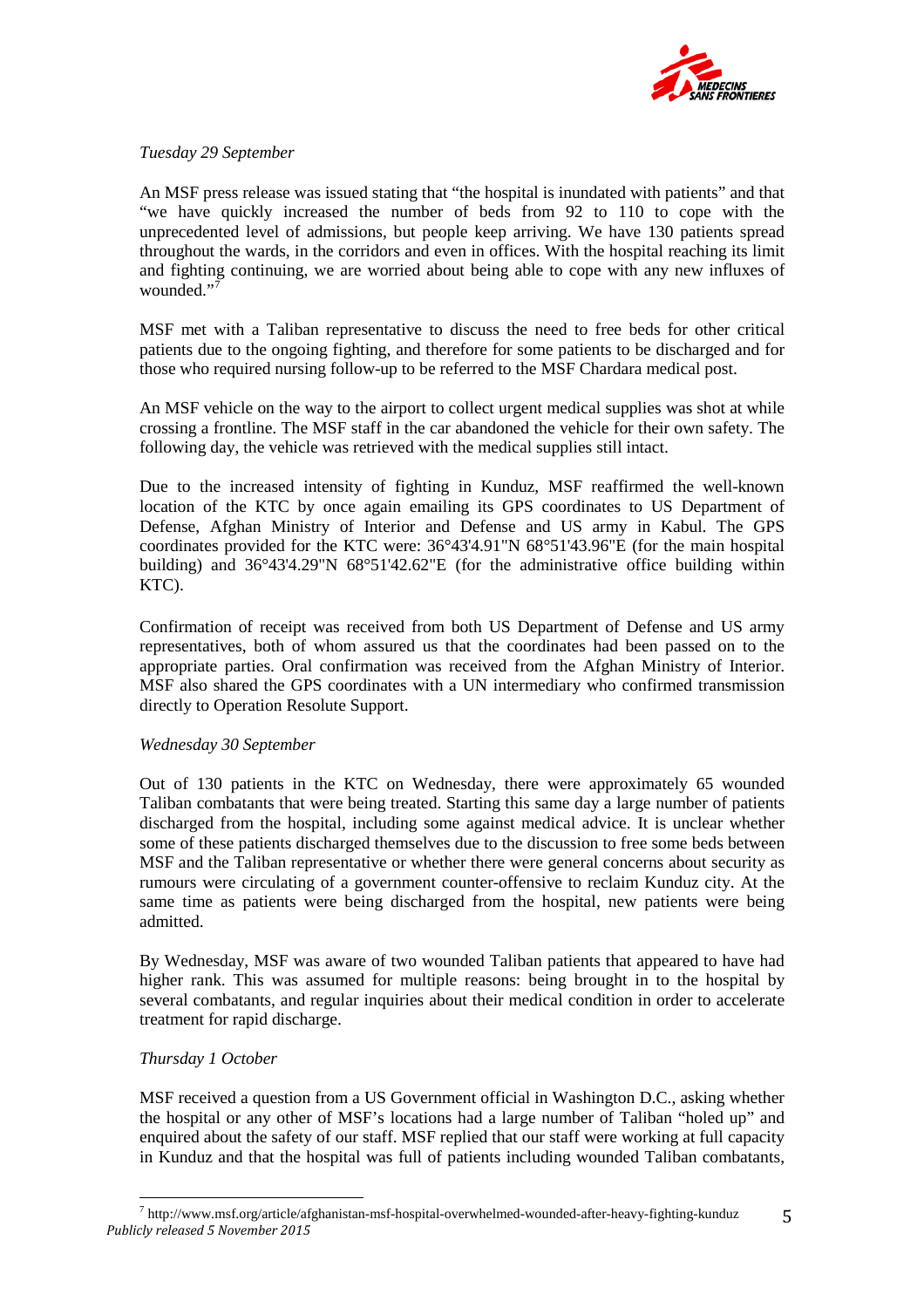*Tuesday 29 September*

An MSF press release was issued stating that "the hospital is inundated with patients" and that "we have quickly increased the number of beds from 92 to 110 to cope with the unprecedented level of admissions, but people keep arriving. We have 130 patients spread throughout the wards, in the corridors and even in offices. With the hospital reaching its limit and fighting continuing, we are worried about being able to cope with any new influxes of wounded."[7]

MSF met with a Taliban representative to discuss the need to free beds for other critical patients due to the ongoing fighting, and therefore for some patients to be discharged and for those who required nursing follow-up to be referred to the MSF Chardara medical post.

An MSF vehicle on the way to the airport to collect urgent medical supplies was shot at while crossing a frontline. The MSF staff in the car abandoned the vehicle for their own safety. The following day, the vehicle was retrieved with the medical supplies still intact.

Due to the increased intensity of fighting in Kunduz, MSF reaffirmed the well-known location of the KTC by once again emailing its GPS coordinates to US Department of Defense, Afghan Ministry of Interior and Defense and US army in Kabul. The GPS coordinates provided for the KTC were: 36°43'4.91"N 68°51'43.96"E (for the main hospital building) and 36°43'4.29"N 68°51'42.62"E (for the administrative office building within KTC).

Confirmation of receipt was received from both US Department of Defense and US army representatives, both of whom assured us that the coordinates had been passed on to the appropriate parties. Oral confirmation was received from the Afghan Ministry of Interior. MSF also shared the GPS coordinates with a UN intermediary who confirmed transmission directly to Operation Resolute Support.

*Wednesday 30 September*

Out of 130 patients in the KTC on Wednesday, there were approximately 65 wounded Taliban combatants that were being treated. Starting this same day a large number of patients discharged from the hospital, including some against medical advice. It is unclear whether some of these patients discharged themselves due to the discussion to free some beds between MSF and the Taliban representative or whether there were general concerns about security as rumours were circulating of a government counter-offensive to reclaim Kunduz city. At the same time as patients were being discharged from the hospital, new patients were being admitted.

By Wednesday, MSF was aware of two wounded Taliban patients that appeared to have had higher rank. This was assumed for multiple reasons: being brought in to the hospital by several combatants, and regular inquiries about their medical condition in order to accelerate treatment for rapid discharge.

*Thursday 1 October*

MSF received a question from a US Government official in Washington D.C., asking whether the hospital or any other of MSF's locations had a large number of Taliban "holed up" and enquired about the safety of our staff. MSF replied that our staff were working at full capacity in Kunduz and that the hospital was full of patients including wounded Taliban combatants,

[7] http://www.msf.org/article/afghanistan-msf-hospital-overwhelmed-wounded-after-heavy-fighting-kunduz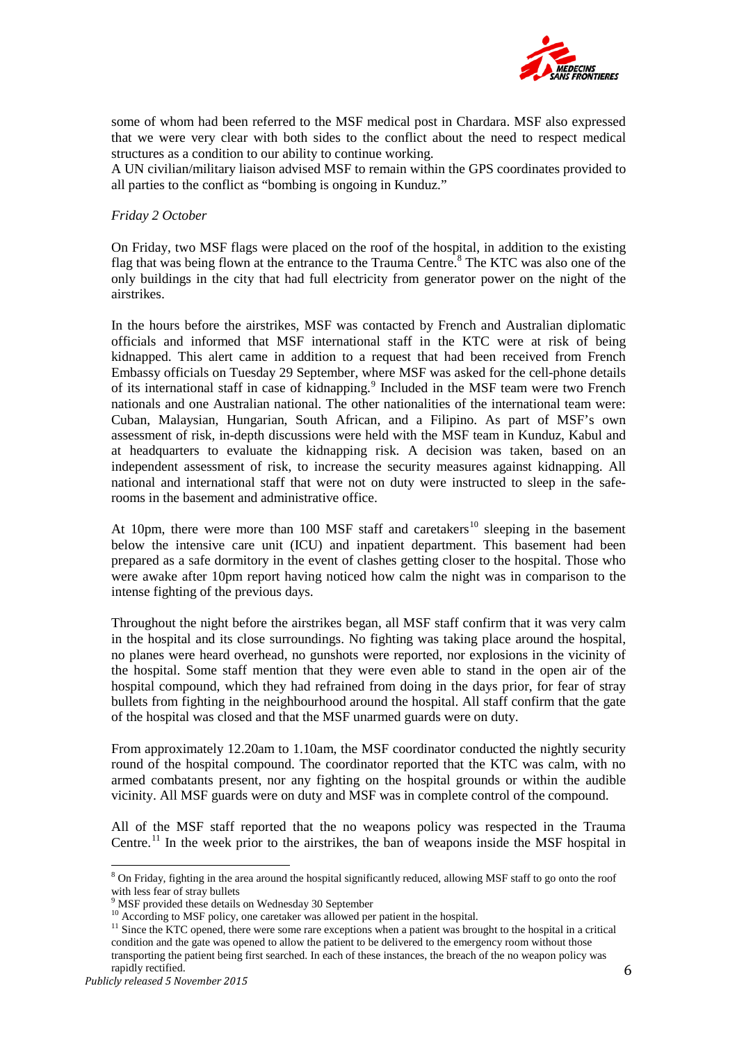some of whom had been referred to the MSF medical post in Chardara. MSF also expressed that we were very clear with both sides to the conflict about the need to respect medical structures as a condition to our ability to continue working.
A UN civilian/military liaison advised MSF to remain within the GPS coordinates provided to all parties to the conflict as "bombing is ongoing in Kunduz."

*Friday 2 October*

On Friday, two MSF flags were placed on the roof of the hospital, in addition to the existing flag that was being flown at the entrance to the Trauma Centre.[8] The KTC was also one of the only buildings in the city that had full electricity from generator power on the night of the airstrikes.

In the hours before the airstrikes, MSF was contacted by French and Australian diplomatic officials and informed that MSF international staff in the KTC were at risk of being kidnapped. This alert came in addition to a request that had been received from French Embassy officials on Tuesday 29 September, where MSF was asked for the cell-phone details of its international staff in case of kidnapping.[9] Included in the MSF team were two French nationals and one Australian national. The other nationalities of the international team were: Cuban, Malaysian, Hungarian, South African, and a Filipino. As part of MSF's own assessment of risk, in-depth discussions were held with the MSF team in Kunduz, Kabul and at headquarters to evaluate the kidnapping risk. A decision was taken, based on an independent assessment of risk, to increase the security measures against kidnapping. All national and international staff that were not on duty were instructed to sleep in the safe-rooms in the basement and administrative office.

At 10pm, there were more than 100 MSF staff and caretakers[10] sleeping in the basement below the intensive care unit (ICU) and inpatient department. This basement had been prepared as a safe dormitory in the event of clashes getting closer to the hospital. Those who were awake after 10pm report having noticed how calm the night was in comparison to the intense fighting of the previous days.

Throughout the night before the airstrikes began, all MSF staff confirm that it was very calm in the hospital and its close surroundings. No fighting was taking place around the hospital, no planes were heard overhead, no gunshots were reported, nor explosions in the vicinity of the hospital. Some staff mention that they were even able to stand in the open air of the hospital compound, which they had refrained from doing in the days prior, for fear of stray bullets from fighting in the neighbourhood around the hospital. All staff confirm that the gate of the hospital was closed and that the MSF unarmed guards were on duty.

From approximately 12.20am to 1.10am, the MSF coordinator conducted the nightly security round of the hospital compound. The coordinator reported that the KTC was calm, with no armed combatants present, nor any fighting on the hospital grounds or within the audible vicinity. All MSF guards were on duty and MSF was in complete control of the compound.

All of the MSF staff reported that the no weapons policy was respected in the Trauma Centre.[11] In the week prior to the airstrikes, the ban of weapons inside the MSF hospital in

---

[8] On Friday, fighting in the area around the hospital significantly reduced, allowing MSF staff to go onto the roof with less fear of stray bullets

[9] MSF provided these details on Wednesday 30 September

[10] According to MSF policy, one caretaker was allowed per patient in the hospital.

[11] Since the KTC opened, there were some rare exceptions when a patient was brought to the hospital in a critical condition and the gate was opened to allow the patient to be delivered to the emergency room without those transporting the patient being first searched. In each of these instances, the breach of the no weapon policy was rapidly rectified.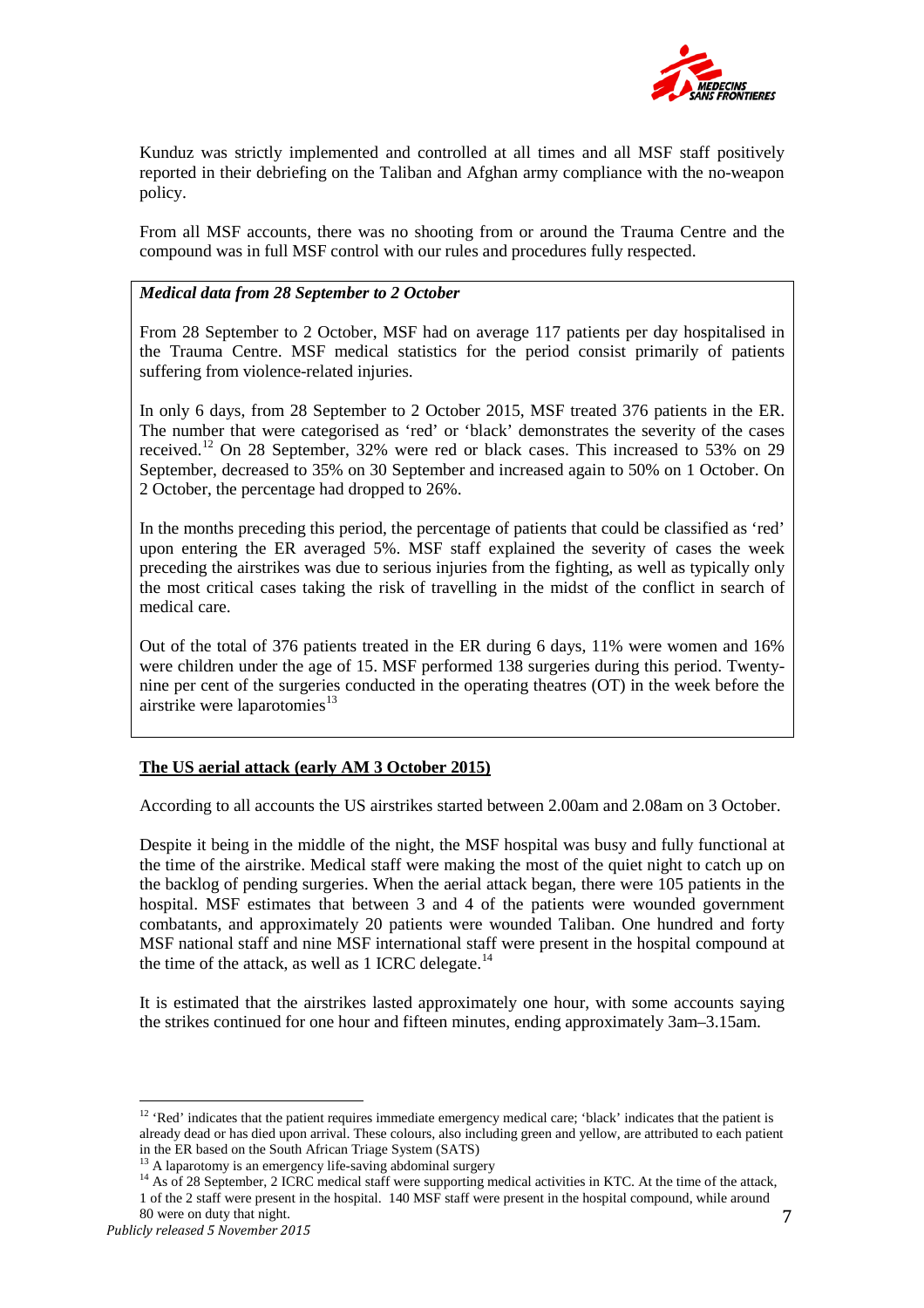Kunduz was strictly implemented and controlled at all times and all MSF staff positively reported in their debriefing on the Taliban and Afghan army compliance with the no-weapon policy.

From all MSF accounts, there was no shooting from or around the Trauma Centre and the compound was in full MSF control with our rules and procedures fully respected.

> ***Medical data from 28 September to 2 October***
>
> From 28 September to 2 October, MSF had on average 117 patients per day hospitalised in the Trauma Centre. MSF medical statistics for the period consist primarily of patients suffering from violence-related injuries.
>
> In only 6 days, from 28 September to 2 October 2015, MSF treated 376 patients in the ER. The number that were categorised as 'red' or 'black' demonstrates the severity of the cases received.[12] On 28 September, 32% were red or black cases. This increased to 53% on 29 September, decreased to 35% on 30 September and increased again to 50% on 1 October. On 2 October, the percentage had dropped to 26%.
>
> In the months preceding this period, the percentage of patients that could be classified as 'red' upon entering the ER averaged 5%. MSF staff explained the severity of cases the week preceding the airstrikes was due to serious injuries from the fighting, as well as typically only the most critical cases taking the risk of travelling in the midst of the conflict in search of medical care.
>
> Out of the total of 376 patients treated in the ER during 6 days, 11% were women and 16% were children under the age of 15. MSF performed 138 surgeries during this period. Twenty-nine per cent of the surgeries conducted in the operating theatres (OT) in the week before the airstrike were laparotomies[13]

**The US aerial attack (early AM 3 October 2015)**

According to all accounts the US airstrikes started between 2.00am and 2.08am on 3 October.

Despite it being in the middle of the night, the MSF hospital was busy and fully functional at the time of the airstrike. Medical staff were making the most of the quiet night to catch up on the backlog of pending surgeries. When the aerial attack began, there were 105 patients in the hospital. MSF estimates that between 3 and 4 of the patients were wounded government combatants, and approximately 20 patients were wounded Taliban. One hundred and forty MSF national staff and nine MSF international staff were present in the hospital compound at the time of the attack, as well as 1 ICRC delegate.[14]

It is estimated that the airstrikes lasted approximately one hour, with some accounts saying the strikes continued for one hour and fifteen minutes, ending approximately 3am–3.15am.

---

[12] 'Red' indicates that the patient requires immediate emergency medical care; 'black' indicates that the patient is already dead or has died upon arrival. These colours, also including green and yellow, are attributed to each patient in the ER based on the South African Triage System (SATS)

[13] A laparotomy is an emergency life-saving abdominal surgery

[14] As of 28 September, 2 ICRC medical staff were supporting medical activities in KTC. At the time of the attack, 1 of the 2 staff were present in the hospital. 140 MSF staff were present in the hospital compound, while around 80 were on duty that night.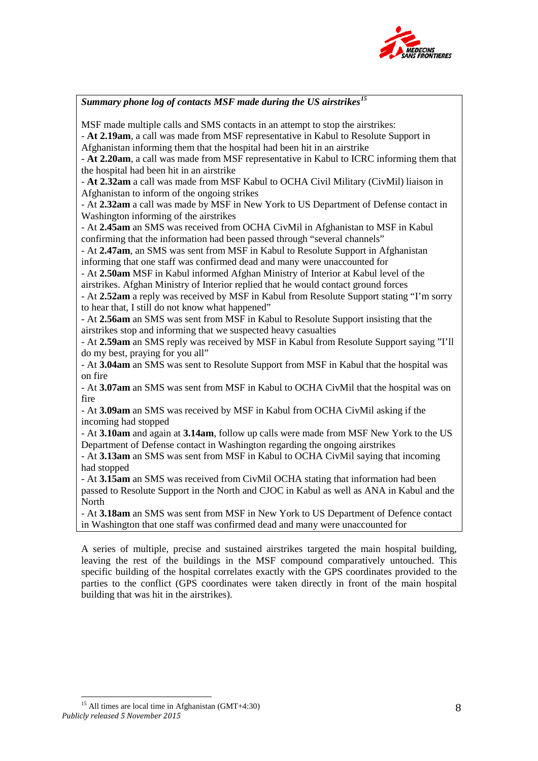***Summary phone log of contacts MSF made during the US airstrikes***[15]

MSF made multiple calls and SMS contacts in an attempt to stop the airstrikes:

- **At 2.19am**, a call was made from MSF representative in Kabul to Resolute Support in Afghanistan informing them that the hospital had been hit in an airstrike
- **At 2.20am**, a call was made from MSF representative in Kabul to ICRC informing them that the hospital had been hit in an airstrike
- **At 2.32am** a call was made from MSF Kabul to OCHA Civil Military (CivMil) liaison in Afghanistan to inform of the ongoing strikes
- At **2.32am** a call was made by MSF in New York to US Department of Defense contact in Washington informing of the airstrikes
- At **2.45am** an SMS was received from OCHA CivMil in Afghanistan to MSF in Kabul confirming that the information had been passed through "several channels"
- At **2.47am**, an SMS was sent from MSF in Kabul to Resolute Support in Afghanistan informing that one staff was confirmed dead and many were unaccounted for
- At **2.50am** MSF in Kabul informed Afghan Ministry of Interior at Kabul level of the airstrikes. Afghan Ministry of Interior replied that he would contact ground forces
- At **2.52am** a reply was received by MSF in Kabul from Resolute Support stating "I'm sorry to hear that, I still do not know what happened"
- At **2.56am** an SMS was sent from MSF in Kabul to Resolute Support insisting that the airstrikes stop and informing that we suspected heavy casualties
- At **2.59am** an SMS reply was received by MSF in Kabul from Resolute Support saying "I'll do my best, praying for you all"
- At **3.04am** an SMS was sent to Resolute Support from MSF in Kabul that the hospital was on fire
- At **3.07am** an SMS was sent from MSF in Kabul to OCHA CivMil that the hospital was on fire
- At **3.09am** an SMS was received by MSF in Kabul from OCHA CivMil asking if the incoming had stopped
- At **3.10am** and again at **3.14am**, follow up calls were made from MSF New York to the US Department of Defense contact in Washington regarding the ongoing airstrikes
- At **3.13am** an SMS was sent from MSF in Kabul to OCHA CivMil saying that incoming had stopped
- At **3.15am** an SMS was received from CivMil OCHA stating that information had been passed to Resolute Support in the North and CJOC in Kabul as well as ANA in Kabul and the North
- At **3.18am** an SMS was sent from MSF in New York to US Department of Defence contact in Washington that one staff was confirmed dead and many were unaccounted for

A series of multiple, precise and sustained airstrikes targeted the main hospital building, leaving the rest of the buildings in the MSF compound comparatively untouched. This specific building of the hospital correlates exactly with the GPS coordinates provided to the parties to the conflict (GPS coordinates were taken directly in front of the main hospital building that was hit in the airstrikes).

[15] All times are local time in Afghanistan (GMT+4:30)

*Publicly released 5 November 2015*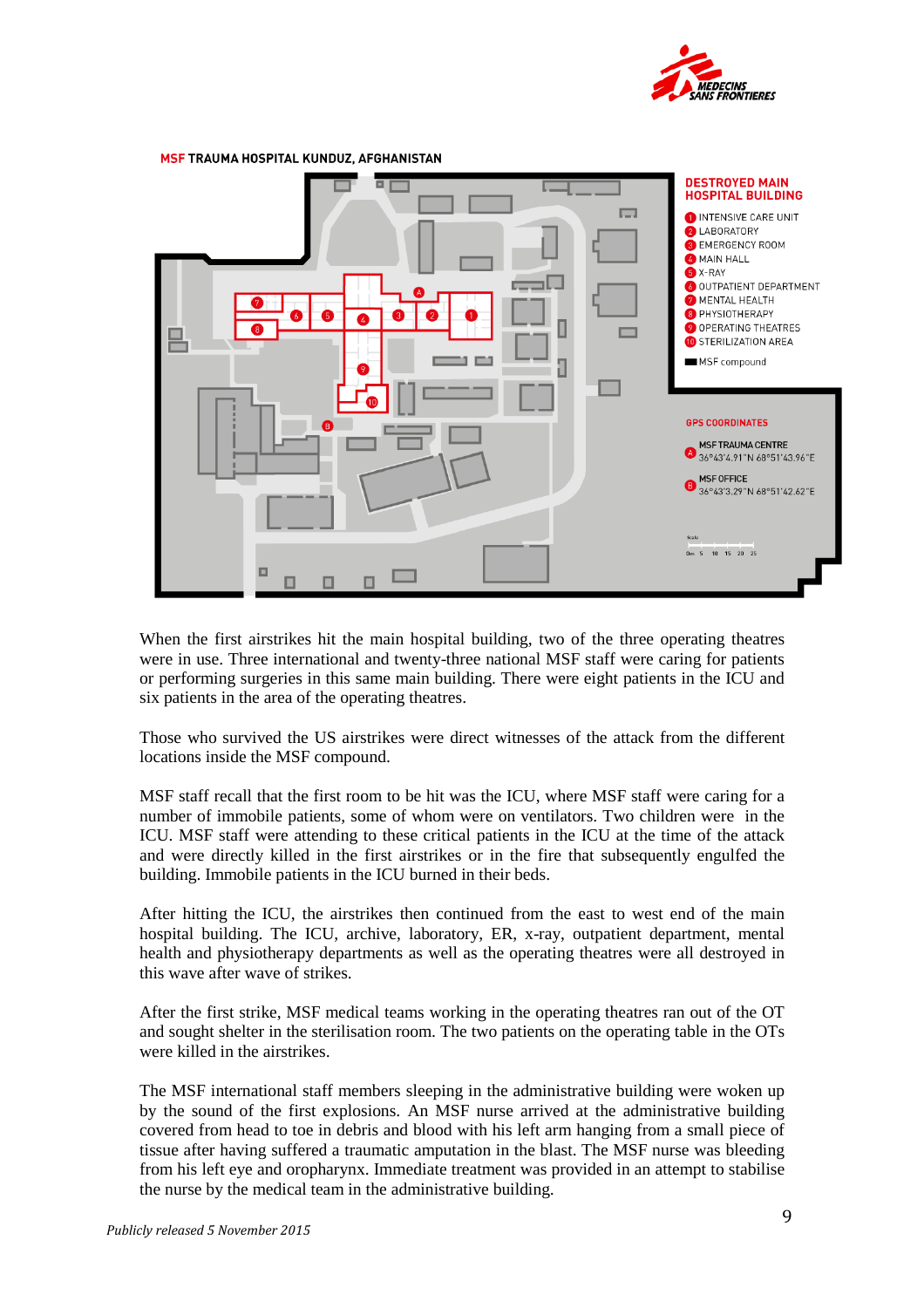**MSF TRAUMA HOSPITAL KUNDUZ, AFGHANISTAN**

**DESTROYED MAIN HOSPITAL BUILDING**

1. INTENSIVE CARE UNIT
2. LABORATORY
3. EMERGENCY ROOM
4. MAIN HALL
5. X-RAY
6. OUTPATIENT DEPARTMENT
7. MENTAL HEALTH
8. PHYSIOTHERAPY
9. OPERATING THEATRES
10. STERILIZATION AREA

MSF compound

**GPS COORDINATES**

A. MSF TRAUMA CENTRE 36°43'4.91"N 68°51'43.96"E

B. MSF OFFICE 36°43'3.29"N 68°51'42.62"E

When the first airstrikes hit the main hospital building, two of the three operating theatres were in use. Three international and twenty-three national MSF staff were caring for patients or performing surgeries in this same main building. There were eight patients in the ICU and six patients in the area of the operating theatres.

Those who survived the US airstrikes were direct witnesses of the attack from the different locations inside the MSF compound.

MSF staff recall that the first room to be hit was the ICU, where MSF staff were caring for a number of immobile patients, some of whom were on ventilators. Two children were in the ICU. MSF staff were attending to these critical patients in the ICU at the time of the attack and were directly killed in the first airstrikes or in the fire that subsequently engulfed the building. Immobile patients in the ICU burned in their beds.

After hitting the ICU, the airstrikes then continued from the east to west end of the main hospital building. The ICU, archive, laboratory, ER, x-ray, outpatient department, mental health and physiotherapy departments as well as the operating theatres were all destroyed in this wave after wave of strikes.

After the first strike, MSF medical teams working in the operating theatres ran out of the OT and sought shelter in the sterilisation room. The two patients on the operating table in the OTs were killed in the airstrikes.

The MSF international staff members sleeping in the administrative building were woken up by the sound of the first explosions. An MSF nurse arrived at the administrative building covered from head to toe in debris and blood with his left arm hanging from a small piece of tissue after having suffered a traumatic amputation in the blast. The MSF nurse was bleeding from his left eye and oropharynx. Immediate treatment was provided in an attempt to stabilise the nurse by the medical team in the administrative building.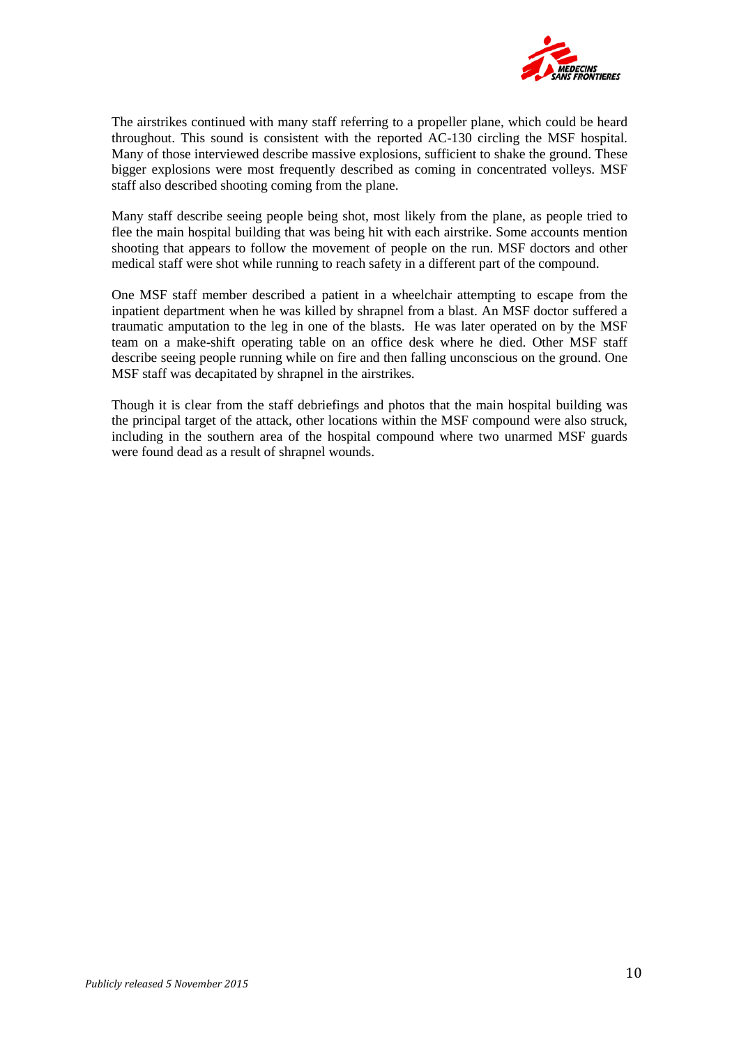The airstrikes continued with many staff referring to a propeller plane, which could be heard throughout. This sound is consistent with the reported AC-130 circling the MSF hospital. Many of those interviewed describe massive explosions, sufficient to shake the ground. These bigger explosions were most frequently described as coming in concentrated volleys. MSF staff also described shooting coming from the plane.

Many staff describe seeing people being shot, most likely from the plane, as people tried to flee the main hospital building that was being hit with each airstrike. Some accounts mention shooting that appears to follow the movement of people on the run. MSF doctors and other medical staff were shot while running to reach safety in a different part of the compound.

One MSF staff member described a patient in a wheelchair attempting to escape from the inpatient department when he was killed by shrapnel from a blast. An MSF doctor suffered a traumatic amputation to the leg in one of the blasts. He was later operated on by the MSF team on a make-shift operating table on an office desk where he died. Other MSF staff describe seeing people running while on fire and then falling unconscious on the ground. One MSF staff was decapitated by shrapnel in the airstrikes.

Though it is clear from the staff debriefings and photos that the main hospital building was the principal target of the attack, other locations within the MSF compound were also struck, including in the southern area of the hospital compound where two unarmed MSF guards were found dead as a result of shrapnel wounds.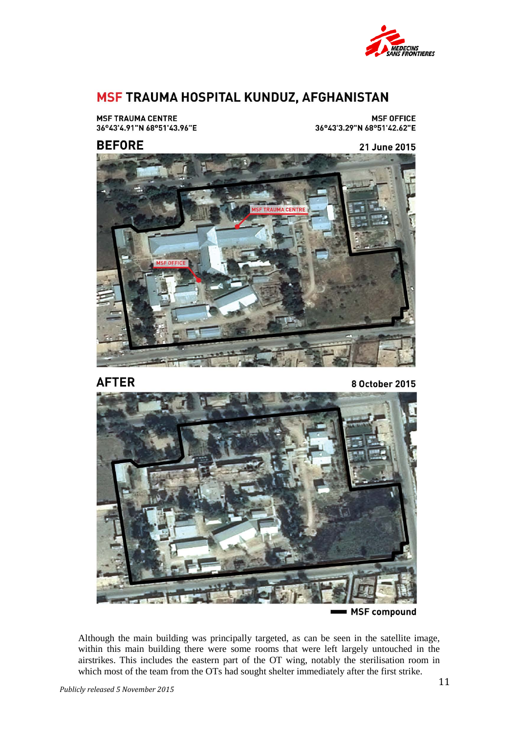## MSF TRAUMA HOSPITAL KUNDUZ, AFGHANISTAN

**MSF TRAUMA CENTRE**
**36°43'4.91"N 68°51'43.96"E**

**MSF OFFICE**
**36°43'3.29"N 68°51'42.62"E**

### BEFORE

**21 June 2015**

### AFTER

**8 October 2015**

**MSF compound**

Although the main building was principally targeted, as can be seen in the satellite image, within this main building there were some rooms that were left largely untouched in the airstrikes. This includes the eastern part of the OT wing, notably the sterilisation room in which most of the team from the OTs had sought shelter immediately after the first strike.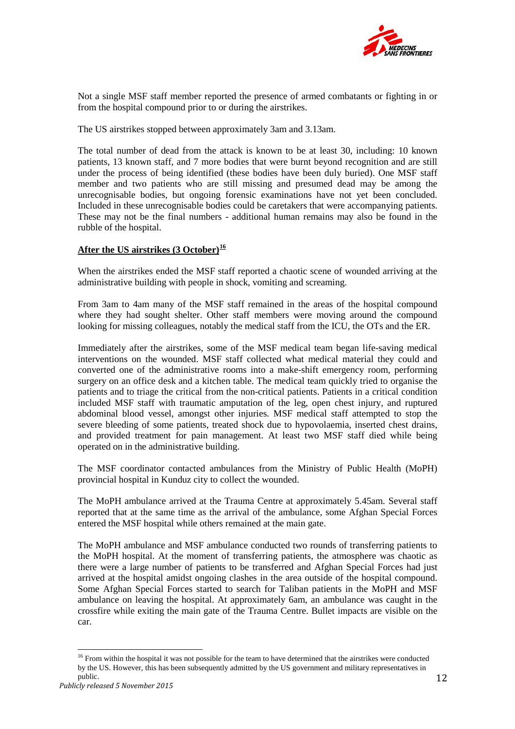Not a single MSF staff member reported the presence of armed combatants or fighting in or from the hospital compound prior to or during the airstrikes.

The US airstrikes stopped between approximately 3am and 3.13am.

The total number of dead from the attack is known to be at least 30, including: 10 known patients, 13 known staff, and 7 more bodies that were burnt beyond recognition and are still under the process of being identified (these bodies have been duly buried). One MSF staff member and two patients who are still missing and presumed dead may be among the unrecognisable bodies, but ongoing forensic examinations have not yet been concluded. Included in these unrecognisable bodies could be caretakers that were accompanying patients. These may not be the final numbers - additional human remains may also be found in the rubble of the hospital.

**<u>After the US airstrikes (3 October)</u>**[16]

When the airstrikes ended the MSF staff reported a chaotic scene of wounded arriving at the administrative building with people in shock, vomiting and screaming.

From 3am to 4am many of the MSF staff remained in the areas of the hospital compound where they had sought shelter. Other staff members were moving around the compound looking for missing colleagues, notably the medical staff from the ICU, the OTs and the ER.

Immediately after the airstrikes, some of the MSF medical team began life-saving medical interventions on the wounded. MSF staff collected what medical material they could and converted one of the administrative rooms into a make-shift emergency room, performing surgery on an office desk and a kitchen table. The medical team quickly tried to organise the patients and to triage the critical from the non-critical patients. Patients in a critical condition included MSF staff with traumatic amputation of the leg, open chest injury, and ruptured abdominal blood vessel, amongst other injuries. MSF medical staff attempted to stop the severe bleeding of some patients, treated shock due to hypovolaemia, inserted chest drains, and provided treatment for pain management. At least two MSF staff died while being operated on in the administrative building.

The MSF coordinator contacted ambulances from the Ministry of Public Health (MoPH) provincial hospital in Kunduz city to collect the wounded.

The MoPH ambulance arrived at the Trauma Centre at approximately 5.45am. Several staff reported that at the same time as the arrival of the ambulance, some Afghan Special Forces entered the MSF hospital while others remained at the main gate.

The MoPH ambulance and MSF ambulance conducted two rounds of transferring patients to the MoPH hospital. At the moment of transferring patients, the atmosphere was chaotic as there were a large number of patients to be transferred and Afghan Special Forces had just arrived at the hospital amidst ongoing clashes in the area outside of the hospital compound. Some Afghan Special Forces started to search for Taliban patients in the MoPH and MSF ambulance on leaving the hospital. At approximately 6am, an ambulance was caught in the crossfire while exiting the main gate of the Trauma Centre. Bullet impacts are visible on the car.

[16] From within the hospital it was not possible for the team to have determined that the airstrikes were conducted by the US. However, this has been subsequently admitted by the US government and military representatives in public.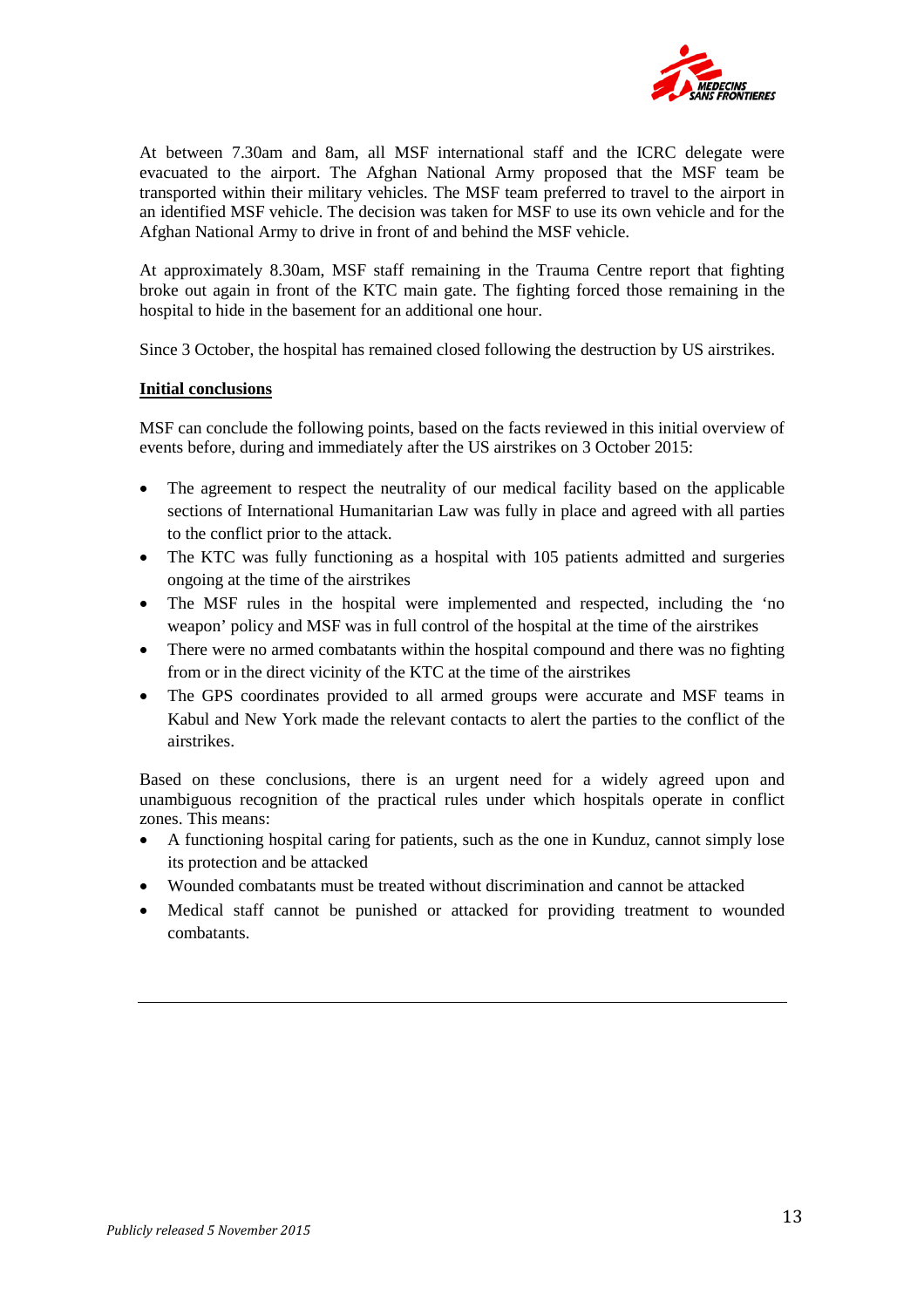At between 7.30am and 8am, all MSF international staff and the ICRC delegate were evacuated to the airport. The Afghan National Army proposed that the MSF team be transported within their military vehicles. The MSF team preferred to travel to the airport in an identified MSF vehicle. The decision was taken for MSF to use its own vehicle and for the Afghan National Army to drive in front of and behind the MSF vehicle.

At approximately 8.30am, MSF staff remaining in the Trauma Centre report that fighting broke out again in front of the KTC main gate. The fighting forced those remaining in the hospital to hide in the basement for an additional one hour.

Since 3 October, the hospital has remained closed following the destruction by US airstrikes.

**Initial conclusions**

MSF can conclude the following points, based on the facts reviewed in this initial overview of events before, during and immediately after the US airstrikes on 3 October 2015:

- The agreement to respect the neutrality of our medical facility based on the applicable sections of International Humanitarian Law was fully in place and agreed with all parties to the conflict prior to the attack.
- The KTC was fully functioning as a hospital with 105 patients admitted and surgeries ongoing at the time of the airstrikes
- The MSF rules in the hospital were implemented and respected, including the 'no weapon' policy and MSF was in full control of the hospital at the time of the airstrikes
- There were no armed combatants within the hospital compound and there was no fighting from or in the direct vicinity of the KTC at the time of the airstrikes
- The GPS coordinates provided to all armed groups were accurate and MSF teams in Kabul and New York made the relevant contacts to alert the parties to the conflict of the airstrikes.

Based on these conclusions, there is an urgent need for a widely agreed upon and unambiguous recognition of the practical rules under which hospitals operate in conflict zones. This means:

- A functioning hospital caring for patients, such as the one in Kunduz, cannot simply lose its protection and be attacked
- Wounded combatants must be treated without discrimination and cannot be attacked
- Medical staff cannot be punished or attacked for providing treatment to wounded combatants.